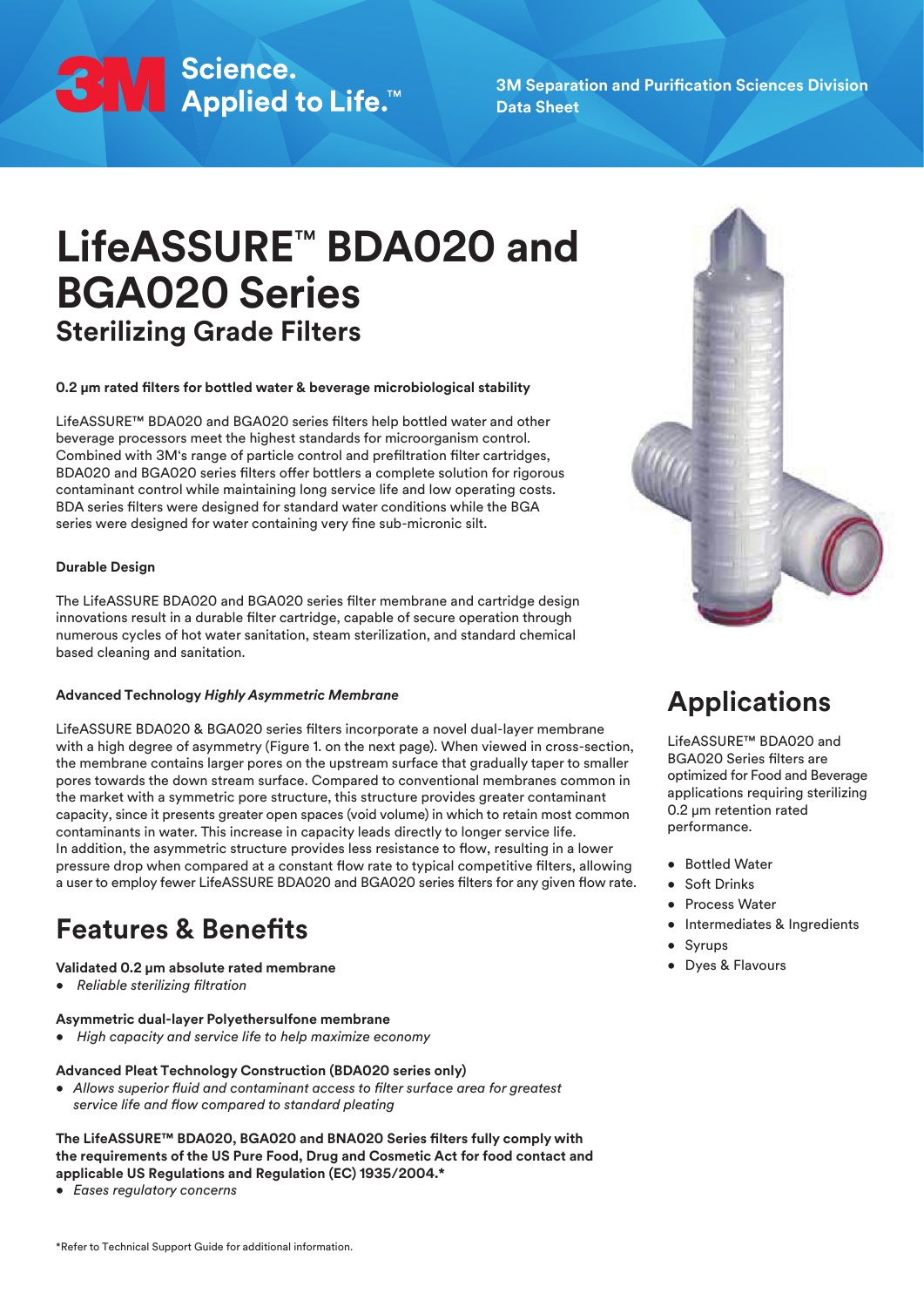3M Separation and Purification Sciences Division
Data Sheet

# LifeASSURE™ BDA020 and BGA020 Series

## Sterilizing Grade Filters

**0.2 µm rated filters for bottled water & beverage microbiological stability**

LifeASSURE™ BDA020 and BGA020 series filters help bottled water and other beverage processors meet the highest standards for microorganism control. Combined with 3M's range of particle control and prefiltration filter cartridges, BDA020 and BGA020 series filters offer bottlers a complete solution for rigorous contaminant control while maintaining long service life and low operating costs. BDA series filters were designed for standard water conditions while the BGA series were designed for water containing very fine sub-micronic silt.

**Durable Design**

The LifeASSURE BDA020 and BGA020 series filter membrane and cartridge design innovations result in a durable filter cartridge, capable of secure operation through numerous cycles of hot water sanitation, steam sterilization, and standard chemical based cleaning and sanitation.

**Advanced Technology *Highly Asymmetric Membrane***

LifeASSURE BDA020 & BGA020 series filters incorporate a novel dual-layer membrane with a high degree of asymmetry (Figure 1. on the next page). When viewed in cross-section, the membrane contains larger pores on the upstream surface that gradually taper to smaller pores towards the down stream surface. Compared to conventional membranes common in the market with a symmetric pore structure, this structure provides greater contaminant capacity, since it presents greater open spaces (void volume) in which to retain most common contaminants in water. This increase in capacity leads directly to longer service life. In addition, the asymmetric structure provides less resistance to flow, resulting in a lower pressure drop when compared at a constant flow rate to typical competitive filters, allowing a user to employ fewer LifeASSURE BDA020 and BGA020 series filters for any given flow rate.

## Features & Benefits

**Validated 0.2 µm absolute rated membrane**

- *Reliable sterilizing filtration*

**Asymmetric dual-layer Polyethersulfone membrane**

- *High capacity and service life to help maximize economy*

**Advanced Pleat Technology Construction (BDA020 series only)**

- *Allows superior fluid and contaminant access to filter surface area for greatest service life and flow compared to standard pleating*

**The LifeASSURE™ BDA020, BGA020 and BNA020 Series filters fully comply with the requirements of the US Pure Food, Drug and Cosmetic Act for food contact and applicable US Regulations and Regulation (EC) 1935/2004.***

- *Eases regulatory concerns*

## Applications

LifeASSURE™ BDA020 and BGA020 Series filters are optimized for Food and Beverage applications requiring sterilizing 0.2 µm retention rated performance.

- Bottled Water
- Soft Drinks
- Process Water
- Intermediates & Ingredients
- Syrups
- Dyes & Flavours

*Refer to Technical Support Guide for additional information.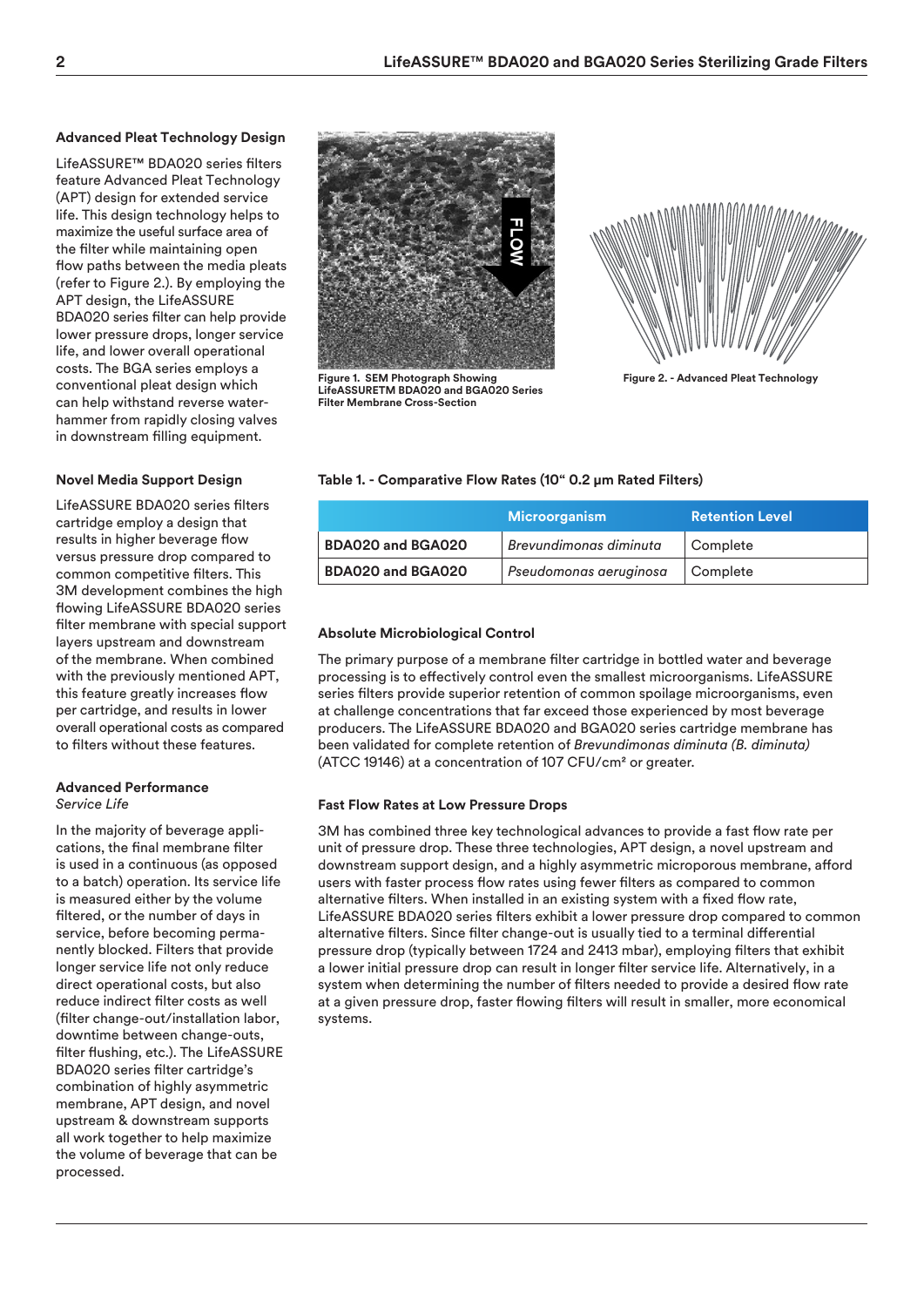### Advanced Pleat Technology Design

LifeASSURE™ BDA020 series filters feature Advanced Pleat Technology (APT) design for extended service life. This design technology helps to maximize the useful surface area of the filter while maintaining open flow paths between the media pleats (refer to Figure 2.). By employing the APT design, the LifeASSURE BDA020 series filter can help provide lower pressure drops, longer service life, and lower overall operational costs. The BGA series employs a conventional pleat design which can help withstand reverse water-hammer from rapidly closing valves in downstream filling equipment.

### Novel Media Support Design

LifeASSURE BDA020 series filters cartridge employ a design that results in higher beverage flow versus pressure drop compared to common competitive filters. This 3M development combines the high flowing LifeASSURE BDA020 series filter membrane with special support layers upstream and downstream of the membrane. When combined with the previously mentioned APT, this feature greatly increases flow per cartridge, and results in lower overall operational costs as compared to filters without these features.

### Advanced Performance

*Service Life*

In the majority of beverage applications, the final membrane filter is used in a continuous (as opposed to a batch) operation. Its service life is measured either by the volume filtered, or the number of days in service, before becoming permanently blocked. Filters that provide longer service life not only reduce direct operational costs, but also reduce indirect filter costs as well (filter change-out/installation labor, downtime between change-outs, filter flushing, etc.). The LifeASSURE BDA020 series filter cartridge's combination of highly asymmetric membrane, APT design, and novel upstream & downstream supports all work together to help maximize the volume of beverage that can be processed.

**Figure 1. SEM Photograph Showing LifeASSURETM BDA020 and BGA020 Series Filter Membrane Cross-Section**

**Figure 2. - Advanced Pleat Technology**

**Table 1. - Comparative Flow Rates (10" 0.2 μm Rated Filters)**

| | Microorganism | Retention Level |
|---|---|---|
| **BDA020 and BGA020** | *Brevundimonas diminuta* | Complete |
| **BDA020 and BGA020** | *Pseudomonas aeruginosa* | Complete |

### Absolute Microbiological Control

The primary purpose of a membrane filter cartridge in bottled water and beverage processing is to effectively control even the smallest microorganisms. LifeASSURE series filters provide superior retention of common spoilage microorganisms, even at challenge concentrations that far exceed those experienced by most beverage producers. The LifeASSURE BDA020 and BGA020 series cartridge membrane has been validated for complete retention of *Brevundimonas diminuta (B. diminuta)* (ATCC 19146) at a concentration of 107 CFU/cm² or greater.

### Fast Flow Rates at Low Pressure Drops

3M has combined three key technological advances to provide a fast flow rate per unit of pressure drop. These three technologies, APT design, a novel upstream and downstream support design, and a highly asymmetric microporous membrane, afford users with faster process flow rates using fewer filters as compared to common alternative filters. When installed in an existing system with a fixed flow rate, LifeASSURE BDA020 series filters exhibit a lower pressure drop compared to common alternative filters. Since filter change-out is usually tied to a terminal differential pressure drop (typically between 1724 and 2413 mbar), employing filters that exhibit a lower initial pressure drop can result in longer filter service life. Alternatively, in a system when determining the number of filters needed to provide a desired flow rate at a given pressure drop, faster flowing filters will result in smaller, more economical systems.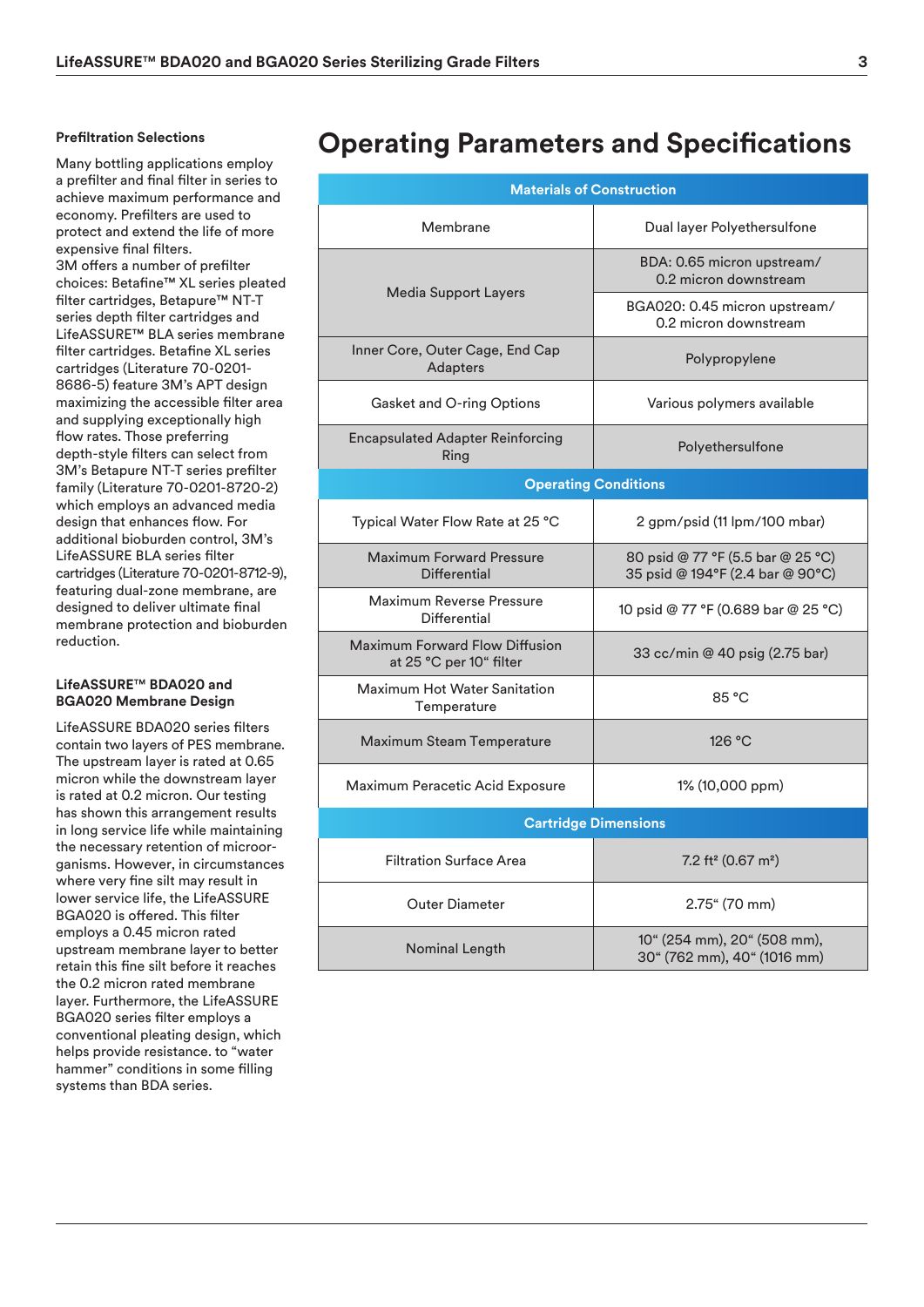### Prefiltration Selections

Many bottling applications employ a prefilter and final filter in series to achieve maximum performance and economy. Prefilters are used to protect and extend the life of more expensive final filters.
3M offers a number of prefilter choices: Betafine™ XL series pleated filter cartridges, Betapure™ NT-T series depth filter cartridges and LifeASSURE™ BLA series membrane filter cartridges. Betafine XL series cartridges (Literature 70-0201-8686-5) feature 3M's APT design maximizing the accessible filter area and supplying exceptionally high flow rates. Those preferring depth-style filters can select from 3M's Betapure NT-T series prefilter family (Literature 70-0201-8720-2) which employs an advanced media design that enhances flow. For additional bioburden control, 3M's LifeASSURE BLA series filter cartridges (Literature 70-0201-8712-9), featuring dual-zone membrane, are designed to deliver ultimate final membrane protection and bioburden reduction.

### LifeASSURE™ BDA020 and BGA020 Membrane Design

LifeASSURE BDA020 series filters contain two layers of PES membrane. The upstream layer is rated at 0.65 micron while the downstream layer is rated at 0.2 micron. Our testing has shown this arrangement results in long service life while maintaining the necessary retention of microorganisms. However, in circumstances where very fine silt may result in lower service life, the LifeASSURE BGA020 is offered. This filter employs a 0.45 micron rated upstream membrane layer to better retain this fine silt before it reaches the 0.2 micron rated membrane layer. Furthermore, the LifeASSURE BGA020 series filter employs a conventional pleating design, which helps provide resistance. to "water hammer" conditions in some filling systems than BDA series.

# Operating Parameters and Specifications

| Materials of Construction | |
|---|---|
| Membrane | Dual layer Polyethersulfone |
| Media Support Layers | BDA: 0.65 micron upstream/ 0.2 micron downstream |
| | BGA020: 0.45 micron upstream/ 0.2 micron downstream |
| Inner Core, Outer Cage, End Cap Adapters | Polypropylene |
| Gasket and O-ring Options | Various polymers available |
| Encapsulated Adapter Reinforcing Ring | Polyethersulfone |
| **Operating Conditions** | |
| Typical Water Flow Rate at 25 °C | 2 gpm/psid (11 lpm/100 mbar) |
| Maximum Forward Pressure Differential | 80 psid @ 77 °F (5.5 bar @ 25 °C) 35 psid @ 194°F (2.4 bar @ 90°C) |
| Maximum Reverse Pressure Differential | 10 psid @ 77 °F (0.689 bar @ 25 °C) |
| Maximum Forward Flow Diffusion at 25 °C per 10" filter | 33 cc/min @ 40 psig (2.75 bar) |
| Maximum Hot Water Sanitation Temperature | 85 °C |
| Maximum Steam Temperature | 126 °C |
| Maximum Peracetic Acid Exposure | 1% (10,000 ppm) |
| **Cartridge Dimensions** | |
| Filtration Surface Area | 7.2 ft² (0.67 m²) |
| Outer Diameter | 2.75" (70 mm) |
| Nominal Length | 10" (254 mm), 20" (508 mm), 30" (762 mm), 40" (1016 mm) |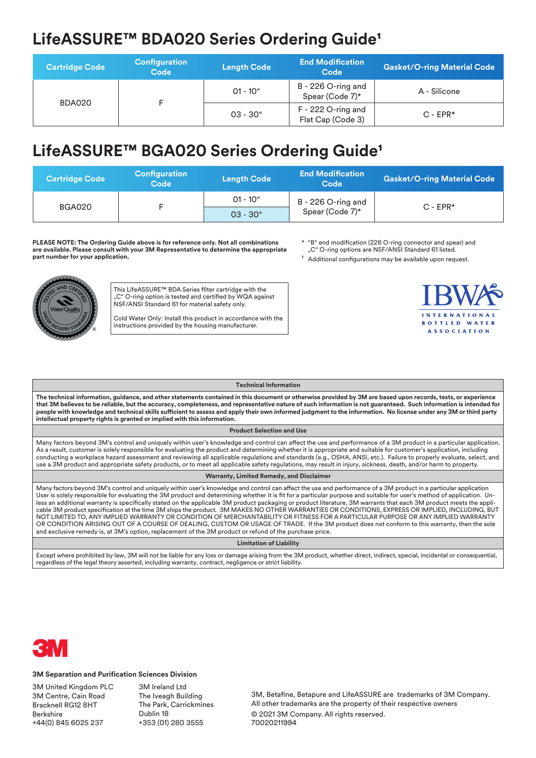# LifeASSURE™ BDA020 Series Ordering Guide[1]

| Cartridge Code | Configuration Code | Length Code | End Modification Code | Gasket/O-ring Material Code |
|---|---|---|---|---|
| BDA020 | F | 01 - 10" | B - 226 O-ring and Spear (Code 7)* | A - Silicone |
| | | 03 - 30" | F - 222 O-ring and Flat Cap (Code 3) | C - EPR* |

# LifeASSURE™ BGA020 Series Ordering Guide[1]

| Cartridge Code | Configuration Code | Length Code | End Modification Code | Gasket/O-ring Material Code |
|---|---|---|---|---|
| BGA020 | F | 01 - 10" | B - 226 O-ring and Spear (Code 7)* | C - EPR* |
| | | 03 - 30" | | |

**PLEASE NOTE: The Ordering Guide above is for reference only. Not all combinations are available. Please consult with your 3M Representative to determine the appropriate part number for your application.**

\* "B" end modification (226 O-ring connector and spear) and „C" O-ring options are NSF/ANSI Standard 61 listed.

[1] Additional configurations may be available upon request.

This LifeASSURE™ BDA Series filter cartridge with the „C" O-ring option is tested and certified by WQA against NSF/ANSI Standard 61 for material safety only.

Cold Water Only: Install this product in accordance with the instructions provided by the housing manufacturer.

IBWA
INTERNATIONAL BOTTLED WATER ASSOCIATION

**Technical Information**

**The technical information, guidance, and other statements contained in this document or otherwise provided by 3M are based upon records, tests, or experience that 3M believes to be reliable, but the accuracy, completeness, and representative nature of such information is not guaranteed. Such information is intended for people with knowledge and technical skills sufficient to assess and apply their own informed judgment to the information. No license under any 3M or third party intellectual property rights is granted or implied with this information.**

**Product Selection and Use**

Many factors beyond 3M's control and uniquely within user's knowledge and control can affect the use and performance of a 3M product in a particular application. As a result, customer is solely responsible for evaluating the product and determining whether it is appropriate and suitable for customer's application, including conducting a workplace hazard assessment and reviewing all applicable regulations and standards (e.g., OSHA, ANSI, etc.). Failure to properly evaluate, select, and use a 3M product and appropriate safety products, or to meet all applicable safety regulations, may result in injury, sickness, death, and/or harm to property.

**Warranty, Limited Remedy, and Disclaimer**

Many factors beyond 3M's control and uniquely within user's knowledge and control can affect the use and performance of a 3M product in a particular application User is solely responsible for evaluating the 3M product and determining whether it is fit for a particular purpose and suitable for user's method of application. Unless an additional warranty is specifically stated on the applicable 3M product packaging or product literature, 3M warrants that each 3M product meets the applicable 3M product specification at the time 3M ships the product. 3M MAKES NO OTHER WARRANTIES OR CONDITIONS, EXPRESS OR IMPLIED, INCLUDING, BUT NOT LIMITED TO, ANY IMPLIED WARRANTY OR CONDITION OF MERCHANTABILITY OR FITNESS FOR A PARTICULAR PURPOSE OR ANY IMPLIED WARRANTY OR CONDITION ARISING OUT OF A COURSE OF DEALING, CUSTOM OR USAGE OF TRADE. If the 3M product does not conform to this warranty, then the sole and exclusive remedy is, at 3M's option, replacement of the 3M product or refund of the purchase price.

**Limitation of Liability**

Except where prohibited by law, 3M will not be liable for any loss or damage arising from the 3M product, whether direct, indirect, special, incidental or consequential, regardless of the legal theory asserted, including warranty, contract, negligence or strict liability.

**3M Separation and Purification Sciences Division**

3M United Kingdom PLC
3M Centre, Cain Road
Bracknell RG12 8HT
Berkshire
+44(0) 845 6025 237

3M Ireland Ltd
The Iveagh Building
The Park, Carrickmines
Dublin 18
+353 (01) 280 3555

3M, Betafine, Betapure and LifeASSURE are trademarks of 3M Company.
All other trademarks are the property of their respective owners
© 2021 3M Company. All rights reserved.
70020211994